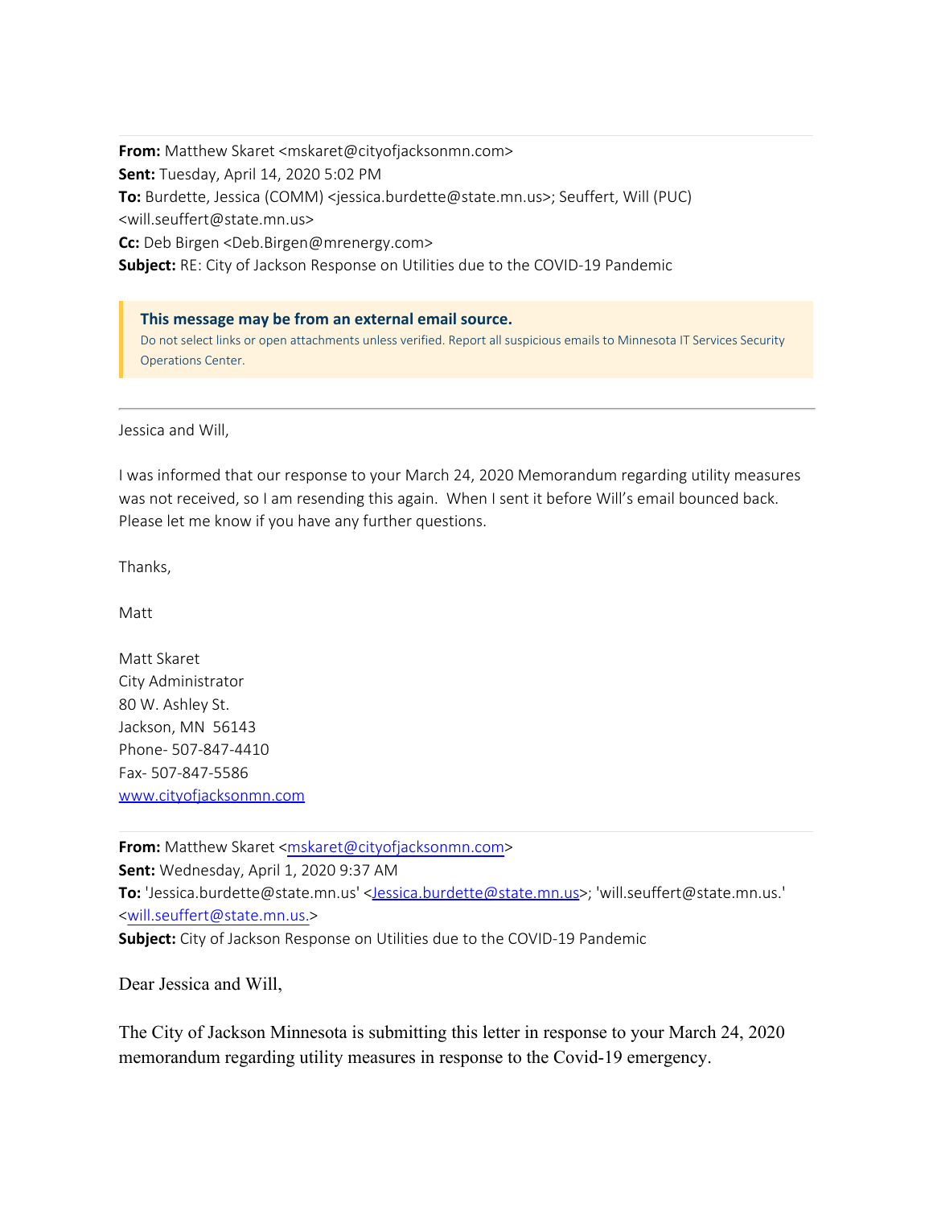**From:** Matthew Skaret <mskaret@cityofjacksonmn.com>
**Sent:** Tuesday, April 14, 2020 5:02 PM
**To:** Burdette, Jessica (COMM) <jessica.burdette@state.mn.us>; Seuffert, Will (PUC) <will.seuffert@state.mn.us>
**Cc:** Deb Birgen <Deb.Birgen@mrenergy.com>
**Subject:** RE: City of Jackson Response on Utilities due to the COVID-19 Pandemic

**This message may be from an external email source.**
Do not select links or open attachments unless verified. Report all suspicious emails to Minnesota IT Services Security Operations Center.

---

Jessica and Will,

I was informed that our response to your March 24, 2020 Memorandum regarding utility measures was not received, so I am resending this again. When I sent it before Will's email bounced back. Please let me know if you have any further questions.

Thanks,

Matt

Matt Skaret
City Administrator
80 W. Ashley St.
Jackson, MN 56143
Phone- 507-847-4410
Fax- 507-847-5586
www.cityofjacksonmn.com

---

**From:** Matthew Skaret <mskaret@cityofjacksonmn.com>
**Sent:** Wednesday, April 1, 2020 9:37 AM
**To:** 'Jessica.burdette@state.mn.us' <Jessica.burdette@state.mn.us>; 'will.seuffert@state.mn.us.' <will.seuffert@state.mn.us.>
**Subject:** City of Jackson Response on Utilities due to the COVID-19 Pandemic

Dear Jessica and Will,

The City of Jackson Minnesota is submitting this letter in response to your March 24, 2020 memorandum regarding utility measures in response to the Covid-19 emergency.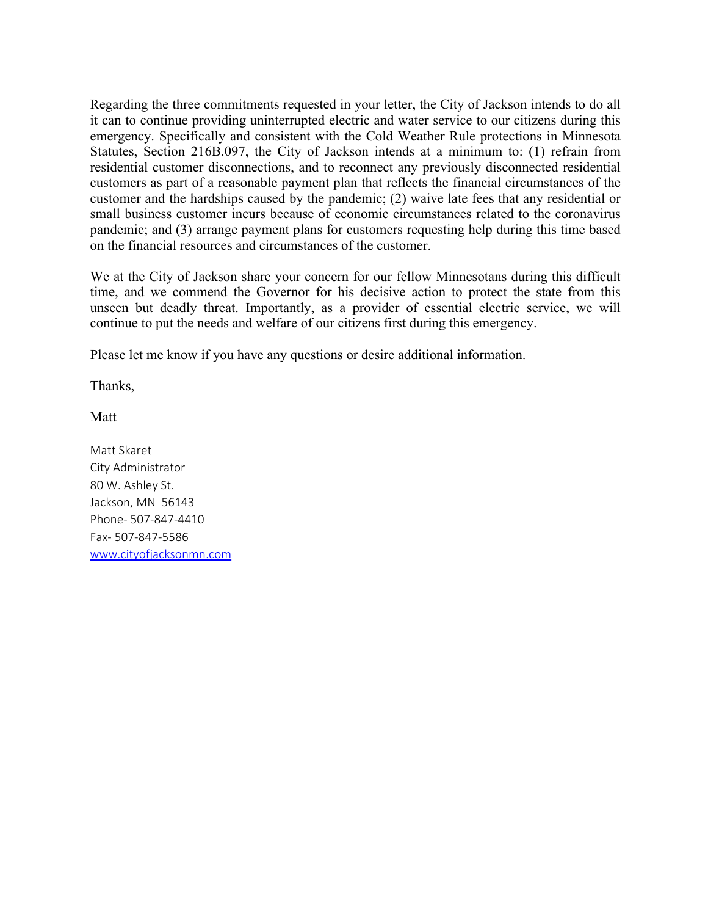Regarding the three commitments requested in your letter, the City of Jackson intends to do all it can to continue providing uninterrupted electric and water service to our citizens during this emergency. Specifically and consistent with the Cold Weather Rule protections in Minnesota Statutes, Section 216B.097, the City of Jackson intends at a minimum to: (1) refrain from residential customer disconnections, and to reconnect any previously disconnected residential customers as part of a reasonable payment plan that reflects the financial circumstances of the customer and the hardships caused by the pandemic; (2) waive late fees that any residential or small business customer incurs because of economic circumstances related to the coronavirus pandemic; and (3) arrange payment plans for customers requesting help during this time based on the financial resources and circumstances of the customer.

We at the City of Jackson share your concern for our fellow Minnesotans during this difficult time, and we commend the Governor for his decisive action to protect the state from this unseen but deadly threat. Importantly, as a provider of essential electric service, we will continue to put the needs and welfare of our citizens first during this emergency.

Please let me know if you have any questions or desire additional information.

Thanks,

Matt

Matt Skaret
City Administrator
80 W. Ashley St.
Jackson, MN 56143
Phone- 507-847-4410
Fax- 507-847-5586
www.cityofjacksonmn.com